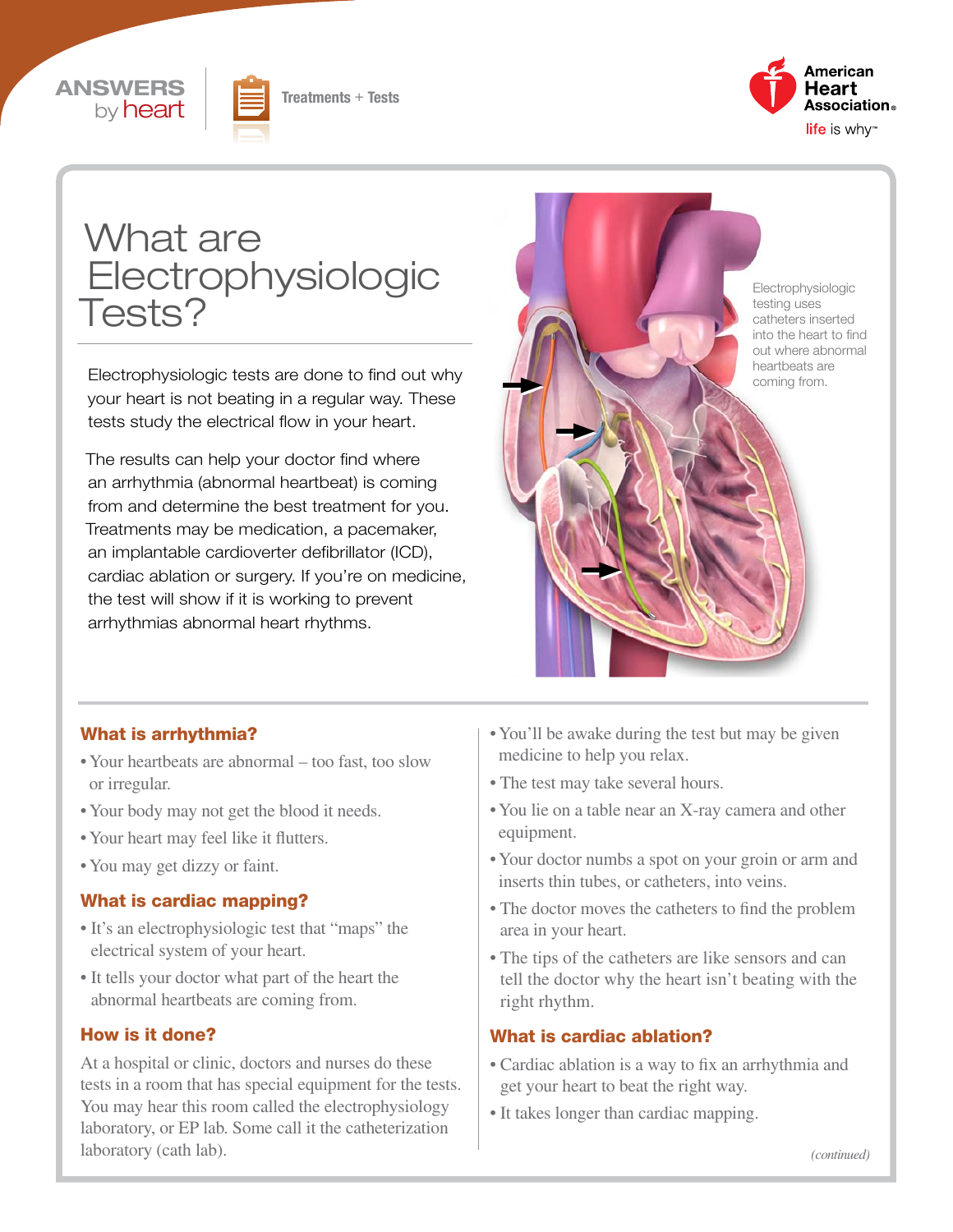ANSWERS by heart

Treatments + Tests

American Heart Association
life is why™

# What are Electrophysiologic Tests?

Electrophysiologic tests are done to find out why your heart is not beating in a regular way. These tests study the electrical flow in your heart.

The results can help your doctor find where an arrhythmia (abnormal heartbeat) is coming from and determine the best treatment for you. Treatments may be medication, a pacemaker, an implantable cardioverter defibrillator (ICD), cardiac ablation or surgery. If you're on medicine, the test will show if it is working to prevent arrhythmias abnormal heart rhythms.

Electrophysiologic testing uses catheters inserted into the heart to find out where abnormal heartbeats are coming from.

## What is arrhythmia?

- Your heartbeats are abnormal – too fast, too slow or irregular.
- Your body may not get the blood it needs.
- Your heart may feel like it flutters.
- You may get dizzy or faint.

## What is cardiac mapping?

- It's an electrophysiologic test that "maps" the electrical system of your heart.
- It tells your doctor what part of the heart the abnormal heartbeats are coming from.

## How is it done?

At a hospital or clinic, doctors and nurses do these tests in a room that has special equipment for the tests. You may hear this room called the electrophysiology laboratory, or EP lab. Some call it the catheterization laboratory (cath lab).

- You'll be awake during the test but may be given medicine to help you relax.
- The test may take several hours.
- You lie on a table near an X-ray camera and other equipment.
- Your doctor numbs a spot on your groin or arm and inserts thin tubes, or catheters, into veins.
- The doctor moves the catheters to find the problem area in your heart.
- The tips of the catheters are like sensors and can tell the doctor why the heart isn't beating with the right rhythm.

## What is cardiac ablation?

- Cardiac ablation is a way to fix an arrhythmia and get your heart to beat the right way.
- It takes longer than cardiac mapping.

*(continued)*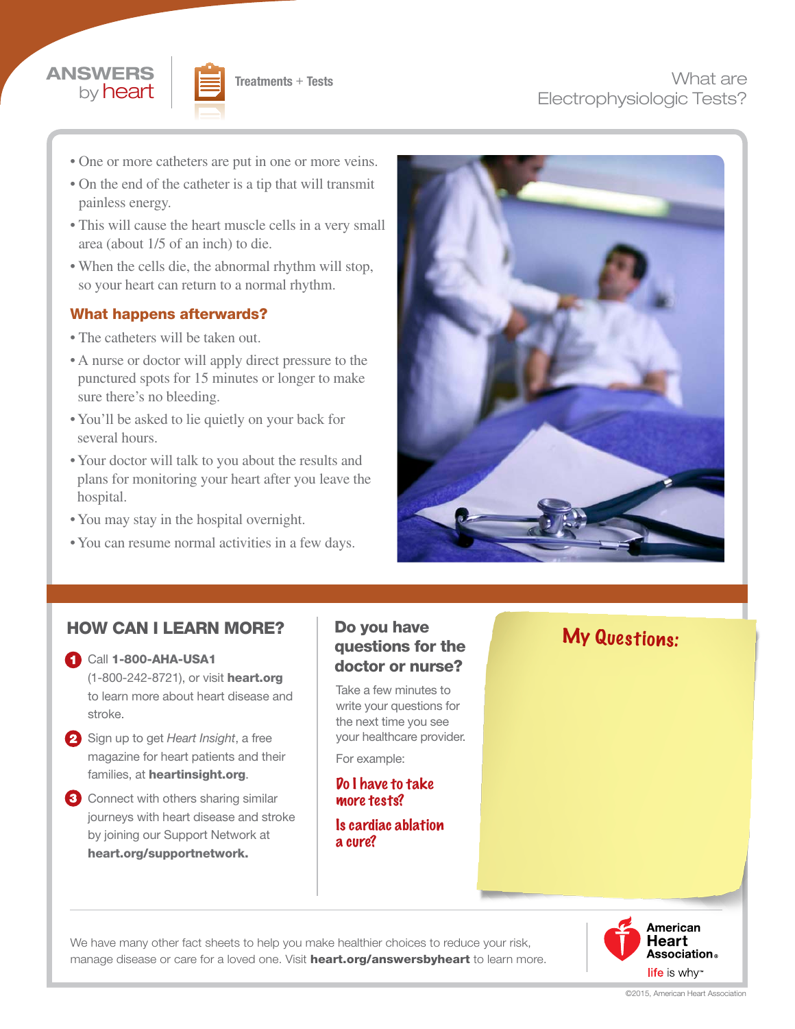- One or more catheters are put in one or more veins.
- On the end of the catheter is a tip that will transmit painless energy.
- This will cause the heart muscle cells in a very small area (about 1/5 of an inch) to die.
- When the cells die, the abnormal rhythm will stop, so your heart can return to a normal rhythm.

### What happens afterwards?

- The catheters will be taken out.
- A nurse or doctor will apply direct pressure to the punctured spots for 15 minutes or longer to make sure there's no bleeding.
- You'll be asked to lie quietly on your back for several hours.
- Your doctor will talk to you about the results and plans for monitoring your heart after you leave the hospital.
- You may stay in the hospital overnight.
- You can resume normal activities in a few days.

## HOW CAN I LEARN MORE?

1. Call **1-800-AHA-USA1** (1-800-242-8721), or visit **heart.org** to learn more about heart disease and stroke.
2. Sign up to get *Heart Insight*, a free magazine for heart patients and their families, at **heartinsight.org**.
3. Connect with others sharing similar journeys with heart disease and stroke by joining our Support Network at **heart.org/supportnetwork.**

## Do you have questions for the doctor or nurse?

Take a few minutes to write your questions for the next time you see your healthcare provider.

For example:

**Do I have to take more tests?**

**Is cardiac ablation a cure?**

**My Questions:**

We have many other fact sheets to help you make healthier choices to reduce your risk, manage disease or care for a loved one. Visit **heart.org/answersbyheart** to learn more.

American Heart Association®

life is why™

©2015, American Heart Association